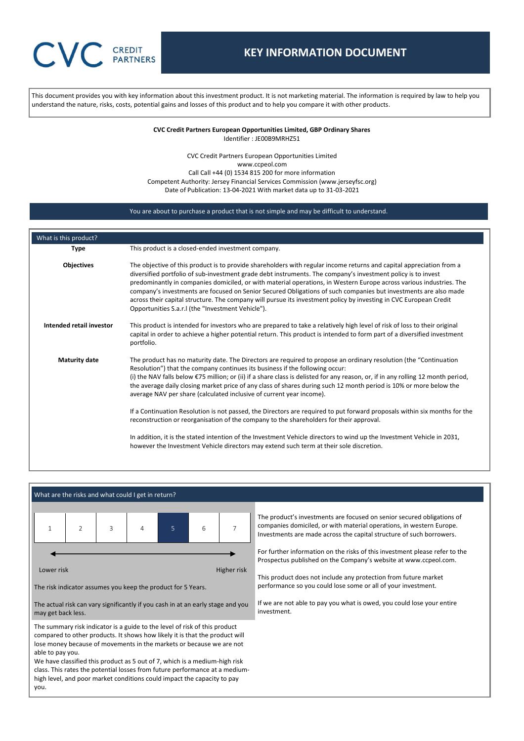CVC CREDIT PARTNERS

# KEY INFORMATION DOCUMENT

This document provides you with key information about this investment product. It is not marketing material. The information is required by law to help you understand the nature, risks, costs, potential gains and losses of this product and to help you compare it with other products.

**CVC Credit Partners European Opportunities Limited, GBP Ordinary Shares**
Identifier : JE00B9MRHZ51

CVC Credit Partners European Opportunities Limited
www.ccpeol.com
Call Call +44 (0) 1534 815 200 for more information
Competent Authority: Jersey Financial Services Commission (www.jerseyfsc.org)
Date of Publication: 13-04-2021 With market data up to 31-03-2021

You are about to purchase a product that is not simple and may be difficult to understand.

## What is this product?

**Type**

This product is a closed-ended investment company.

**Objectives**

The objective of this product is to provide shareholders with regular income returns and capital appreciation from a diversified portfolio of sub-investment grade debt instruments. The company's investment policy is to invest predominantly in companies domiciled, or with material operations, in Western Europe across various industries. The company's investments are focused on Senior Secured Obligations of such companies but investments are also made across their capital structure. The company will pursue its investment policy by investing in CVC European Credit Opportunities S.a.r.l (the "Investment Vehicle").

**Intended retail investor**

This product is intended for investors who are prepared to take a relatively high level of risk of loss to their original capital in order to achieve a higher potential return. This product is intended to form part of a diversified investment portfolio.

**Maturity date**

The product has no maturity date. The Directors are required to propose an ordinary resolution (the "Continuation Resolution") that the company continues its business if the following occur:
(i) the NAV falls below €75 million; or (ii) if a share class is delisted for any reason, or, if in any rolling 12 month period, the average daily closing market price of any class of shares during such 12 month period is 10% or more below the average NAV per share (calculated inclusive of current year income).

If a Continuation Resolution is not passed, the Directors are required to put forward proposals within six months for the reconstruction or reorganisation of the company to the shareholders for their approval.

In addition, it is the stated intention of the Investment Vehicle directors to wind up the Investment Vehicle in 2031, however the Investment Vehicle directors may extend such term at their sole discretion.

## What are the risks and what could I get in return?

| 1 | 2 | 3 | 4 | **5** | 6 | 7 |
|---|---|---|---|---|---|---|

Lower risk ← → Higher risk

The risk indicator assumes you keep the product for 5 Years.

The actual risk can vary significantly if you cash in at an early stage and you may get back less.

The summary risk indicator is a guide to the level of risk of this product compared to other products. It shows how likely it is that the product will lose money because of movements in the markets or because we are not able to pay you.
We have classified this product as 5 out of 7, which is a medium-high risk class. This rates the potential losses from future performance at a medium-high level, and poor market conditions could impact the capacity to pay you.

The product's investments are focused on senior secured obligations of companies domiciled, or with material operations, in western Europe. Investments are made across the capital structure of such borrowers.

For further information on the risks of this investment please refer to the Prospectus published on the Company's website at www.ccpeol.com.

This product does not include any protection from future market performance so you could lose some or all of your investment.

If we are not able to pay you what is owed, you could lose your entire investment.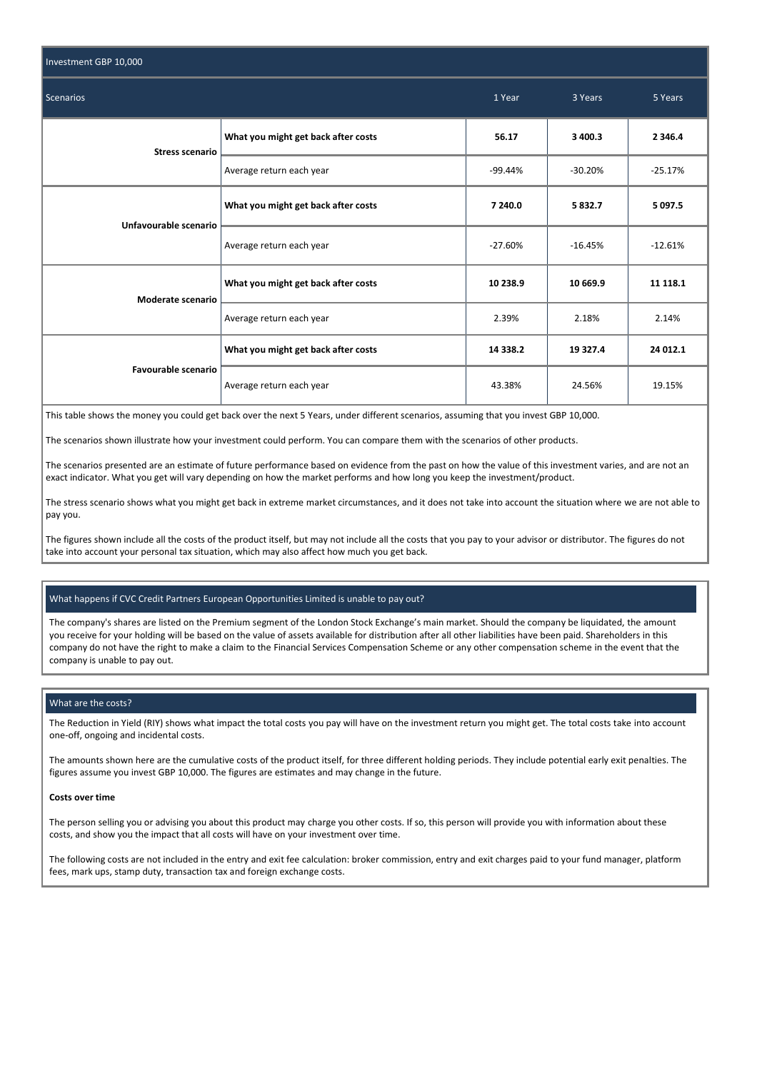| Investment GBP 10,000 | | | | |
|---|---|---|---|---|
| **Scenarios** | | **1 Year** | **3 Years** | **5 Years** |
| **Stress scenario** | **What you might get back after costs** | **56.17** | **3 400.3** | **2 346.4** |
| | Average return each year | -99.44% | -30.20% | -25.17% |
| **Unfavourable scenario** | **What you might get back after costs** | **7 240.0** | **5 832.7** | **5 097.5** |
| | Average return each year | -27.60% | -16.45% | -12.61% |
| **Moderate scenario** | **What you might get back after costs** | **10 238.9** | **10 669.9** | **11 118.1** |
| | Average return each year | 2.39% | 2.18% | 2.14% |
| **Favourable scenario** | **What you might get back after costs** | **14 338.2** | **19 327.4** | **24 012.1** |
| | Average return each year | 43.38% | 24.56% | 19.15% |

This table shows the money you could get back over the next 5 Years, under different scenarios, assuming that you invest GBP 10,000.

The scenarios shown illustrate how your investment could perform. You can compare them with the scenarios of other products.

The scenarios presented are an estimate of future performance based on evidence from the past on how the value of this investment varies, and are not an exact indicator. What you get will vary depending on how the market performs and how long you keep the investment/product.

The stress scenario shows what you might get back in extreme market circumstances, and it does not take into account the situation where we are not able to pay you.

The figures shown include all the costs of the product itself, but may not include all the costs that you pay to your advisor or distributor. The figures do not take into account your personal tax situation, which may also affect how much you get back.

## What happens if CVC Credit Partners European Opportunities Limited is unable to pay out?

The company's shares are listed on the Premium segment of the London Stock Exchange's main market. Should the company be liquidated, the amount you receive for your holding will be based on the value of assets available for distribution after all other liabilities have been paid. Shareholders in this company do not have the right to make a claim to the Financial Services Compensation Scheme or any other compensation scheme in the event that the company is unable to pay out.

## What are the costs?

The Reduction in Yield (RIY) shows what impact the total costs you pay will have on the investment return you might get. The total costs take into account one-off, ongoing and incidental costs.

The amounts shown here are the cumulative costs of the product itself, for three different holding periods. They include potential early exit penalties. The figures assume you invest GBP 10,000. The figures are estimates and may change in the future.

### Costs over time

The person selling you or advising you about this product may charge you other costs. If so, this person will provide you with information about these costs, and show you the impact that all costs will have on your investment over time.

The following costs are not included in the entry and exit fee calculation: broker commission, entry and exit charges paid to your fund manager, platform fees, mark ups, stamp duty, transaction tax and foreign exchange costs.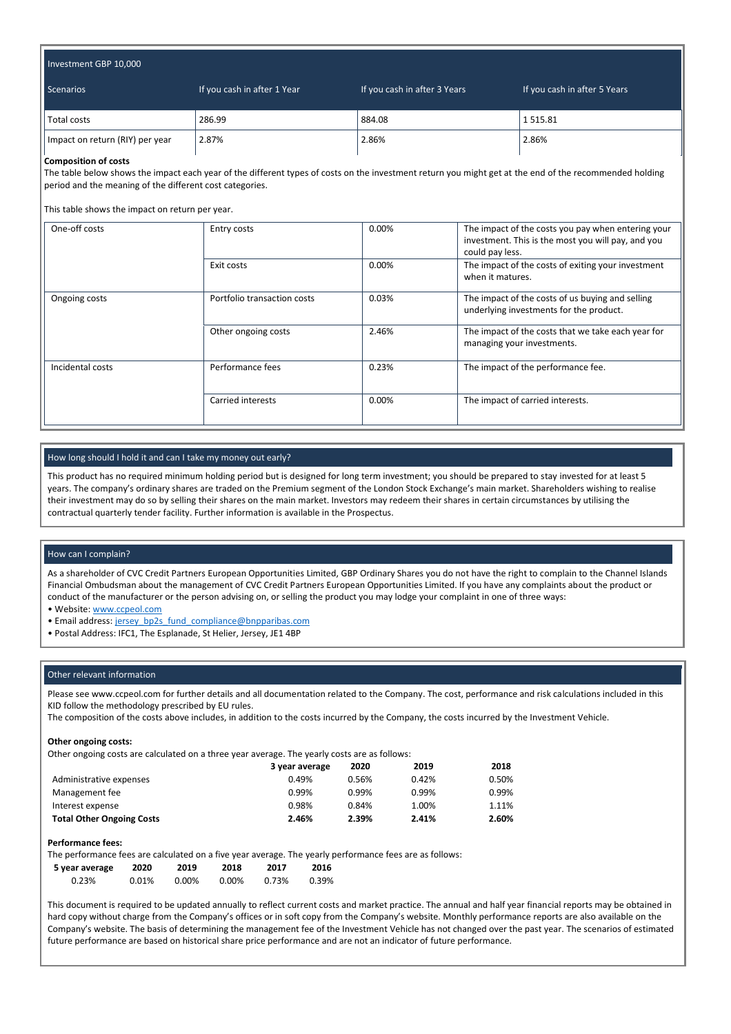| Investment GBP 10,000 | | | |
|---|---|---|---|
| Scenarios | If you cash in after 1 Year | If you cash in after 3 Years | If you cash in after 5 Years |
| Total costs | 286.99 | 884.08 | 1 515.81 |
| Impact on return (RIY) per year | 2.87% | 2.86% | 2.86% |

**Composition of costs**

The table below shows the impact each year of the different types of costs on the investment return you might get at the end of the recommended holding period and the meaning of the different cost categories.

This table shows the impact on return per year.

| | | | |
|---|---|---|---|
| One-off costs | Entry costs | 0.00% | The impact of the costs you pay when entering your investment. This is the most you will pay, and you could pay less. |
| | Exit costs | 0.00% | The impact of the costs of exiting your investment when it matures. |
| Ongoing costs | Portfolio transaction costs | 0.03% | The impact of the costs of us buying and selling underlying investments for the product. |
| | Other ongoing costs | 2.46% | The impact of the costs that we take each year for managing your investments. |
| Incidental costs | Performance fees | 0.23% | The impact of the performance fee. |
| | Carried interests | 0.00% | The impact of carried interests. |

## How long should I hold it and can I take my money out early?

This product has no required minimum holding period but is designed for long term investment; you should be prepared to stay invested for at least 5 years. The company's ordinary shares are traded on the Premium segment of the London Stock Exchange's main market. Shareholders wishing to realise their investment may do so by selling their shares on the main market. Investors may redeem their shares in certain circumstances by utilising the contractual quarterly tender facility. Further information is available in the Prospectus.

## How can I complain?

As a shareholder of CVC Credit Partners European Opportunities Limited, GBP Ordinary Shares you do not have the right to complain to the Channel Islands Financial Ombudsman about the management of CVC Credit Partners European Opportunities Limited. If you have any complaints about the product or conduct of the manufacturer or the person advising on, or selling the product you may lodge your complaint in one of three ways:

- Website: www.ccpeol.com
- Email address: jersey_bp2s_fund_compliance@bnpparibas.com
- Postal Address: IFC1, The Esplanade, St Helier, Jersey, JE1 4BP

## Other relevant information

Please see www.ccpeol.com for further details and all documentation related to the Company. The cost, performance and risk calculations included in this KID follow the methodology prescribed by EU rules.

The composition of the costs above includes, in addition to the costs incurred by the Company, the costs incurred by the Investment Vehicle.

**Other ongoing costs:**

Other ongoing costs are calculated on a three year average. The yearly costs are as follows:

| | 3 year average | 2020 | 2019 | 2018 |
|---|---|---|---|---|
| Administrative expenses | 0.49% | 0.56% | 0.42% | 0.50% |
| Management fee | 0.99% | 0.99% | 0.99% | 0.99% |
| Interest expense | 0.98% | 0.84% | 1.00% | 1.11% |
| **Total Other Ongoing Costs** | **2.46%** | **2.39%** | **2.41%** | **2.60%** |

**Performance fees:**

The performance fees are calculated on a five year average. The yearly performance fees are as follows:

| 5 year average | 2020 | 2019 | 2018 | 2017 | 2016 |
|---|---|---|---|---|---|
| 0.23% | 0.01% | 0.00% | 0.00% | 0.73% | 0.39% |

This document is required to be updated annually to reflect current costs and market practice. The annual and half year financial reports may be obtained in hard copy without charge from the Company's offices or in soft copy from the Company's website. Monthly performance reports are also available on the Company's website. The basis of determining the management fee of the Investment Vehicle has not changed over the past year. The scenarios of estimated future performance are based on historical share price performance and are not an indicator of future performance.